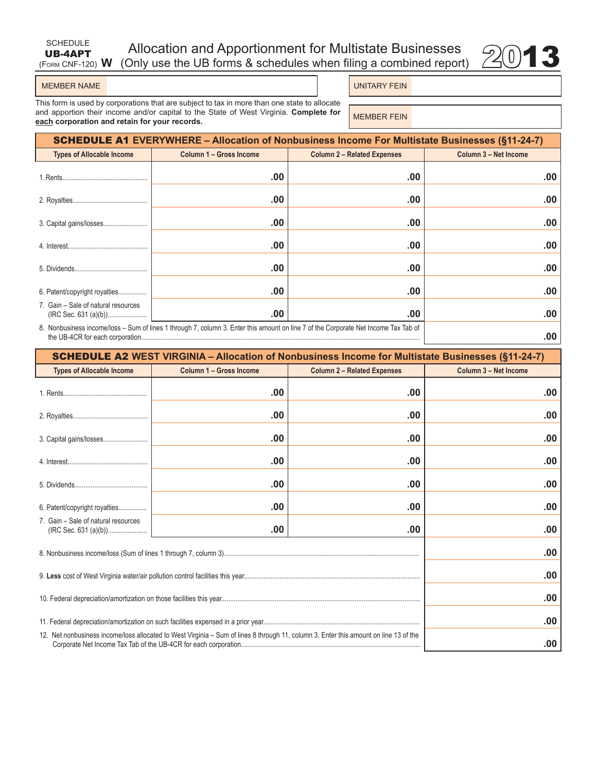SCHEDULE
**UB-4APT**
(FORM CNF-120) **W**

# Allocation and Apportionment for Multistate Businesses (Only use the UB forms & schedules when filing a combined report)

**2013**

| MEMBER NAME | | UNITARY FEIN | |
|---|---|---|---|
| | | MEMBER FEIN | |

This form is used by corporations that are subject to tax in more than one state to allocate and apportion their income and/or capital to the State of West Virginia. **Complete for each corporation and retain for your records.**

## SCHEDULE A1 EVERYWHERE – Allocation of Nonbusiness Income For Multistate Businesses (§11-24-7)

| Types of Allocable Income | Column 1 – Gross Income | Column 2 – Related Expenses | Column 3 – Net Income |
|---|---|---|---|
| 1. Rents | .00 | .00 | .00 |
| 2. Royalties | .00 | .00 | .00 |
| 3. Capital gains/losses | .00 | .00 | .00 |
| 4. Interest | .00 | .00 | .00 |
| 5. Dividends | .00 | .00 | .00 |
| 6. Patent/copyright royalties | .00 | .00 | .00 |
| 7. Gain – Sale of natural resources (IRC Sec. 631 (a)(b)) | .00 | .00 | .00 |
| 8. Nonbusiness income/loss – Sum of lines 1 through 7, column 3. Enter this amount on line 7 of the Corporate Net Income Tax Tab of the UB-4CR for each corporation | | | .00 |

## SCHEDULE A2 WEST VIRGINIA – Allocation of Nonbusiness Income for Multistate Businesses (§11-24-7)

| Types of Allocable Income | Column 1 – Gross Income | Column 2 – Related Expenses | Column 3 – Net Income |
|---|---|---|---|
| 1. Rents | .00 | .00 | .00 |
| 2. Royalties | .00 | .00 | .00 |
| 3. Capital gains/losses | .00 | .00 | .00 |
| 4. Interest | .00 | .00 | .00 |
| 5. Dividends | .00 | .00 | .00 |
| 6. Patent/copyright royalties | .00 | .00 | .00 |
| 7. Gain – Sale of natural resources (IRC Sec. 631 (a)(b)) | .00 | .00 | .00 |
| 8. Nonbusiness income/loss (Sum of lines 1 through 7, column 3) | | | .00 |
| 9. **Less** cost of West Virginia water/air pollution control facilities this year | | | .00 |
| 10. Federal depreciation/amortization on those facilities this year | | | .00 |
| 11. Federal depreciation/amortization on such facilities expensed in a prior year | | | .00 |
| 12. Net nonbusiness income/loss allocated to West Virginia – Sum of lines 8 through 11, column 3. Enter this amount on line 13 of the Corporate Net Income Tax Tab of the UB-4CR for each corporation | | | .00 |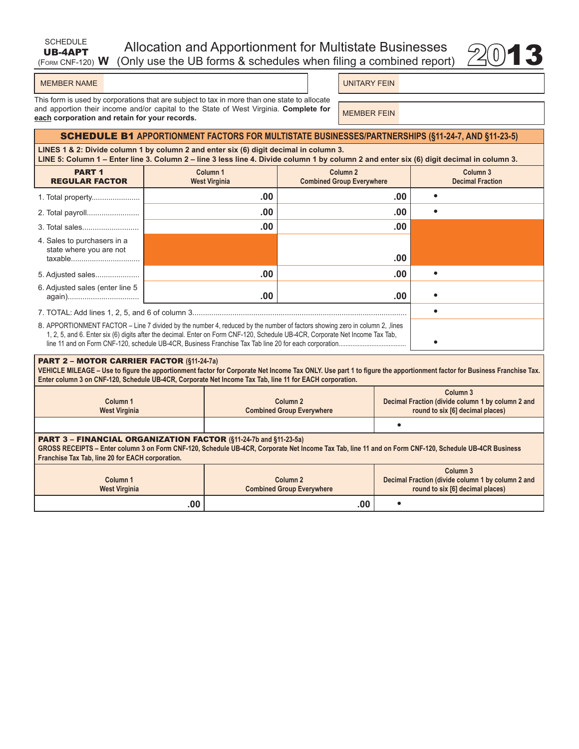SCHEDULE
**UB-4APT**
(FORM CNF-120) **W**

# Allocation and Apportionment for Multistate Businesses (Only use the UB forms & schedules when filing a combined report)

**2013**

| MEMBER NAME | | UNITARY FEIN | |
|---|---|---|---|
| | | MEMBER FEIN | |

This form is used by corporations that are subject to tax in more than one state to allocate and apportion their income and/or capital to the State of West Virginia. **Complete for <u>each</u> corporation and retain for your records.**

## SCHEDULE B1 APPORTIONMENT FACTORS FOR MULTISTATE BUSINESSES/PARTNERSHIPS (§11-24-7, AND §11-23-5)

**LINES 1 & 2: Divide column 1 by column 2 and enter six (6) digit decimal in column 3.**
**LINE 5: Column 1 – Enter line 3. Column 2 – line 3 less line 4. Divide column 1 by column 2 and enter six (6) digit decimal in column 3.**

| PART 1 REGULAR FACTOR | Column 1 West Virginia | Column 2 Combined Group Everywhere | Column 3 Decimal Fraction |
|---|---|---|---|
| 1. Total property | .00 | .00 | • |
| 2. Total payroll | .00 | .00 | • |
| 3. Total sales | .00 | .00 | |
| 4. Sales to purchasers in a state where you are not taxable | | .00 | |
| 5. Adjusted sales | .00 | .00 | • |
| 6. Adjusted sales (enter line 5 again) | .00 | .00 | • |
| 7. TOTAL: Add lines 1, 2, 5, and 6 of column 3 | | | • |
| 8. APPORTIONMENT FACTOR – Line 7 divided by the number 4, reduced by the number of factors showing zero in column 2, ,lines 1, 2, 5, and 6. Enter six (6) digits after the decimal. Enter on Form CNF-120, Schedule UB-4CR, Corporate Net Income Tax Tab, line 11 and on Form CNF-120, schedule UB-4CR, Business Franchise Tax Tab line 20 for each corporation | | | • |

## PART 2 – MOTOR CARRIER FACTOR (§11-24-7a)

**VEHICLE MILEAGE – Use to figure the apportionment factor for Corporate Net Income Tax ONLY. Use part 1 to figure the apportionment factor for Business Franchise Tax. Enter column 3 on CNF-120, Schedule UB-4CR, Corporate Net Income Tax Tab, line 11 for EACH corporation.**

| Column 1 West Virginia | Column 2 Combined Group Everywhere | Column 3 Decimal Fraction (divide column 1 by column 2 and round to six [6] decimal places) |
|---|---|---|
| | | • |

## PART 3 – FINANCIAL ORGANIZATION FACTOR (§11-24-7b and §11-23-5a)

**GROSS RECEIPTS – Enter column 3 on Form CNF-120, Schedule UB-4CR, Corporate Net Income Tax Tab, line 11 and on Form CNF-120, Schedule UB-4CR Business Franchise Tax Tab, line 20 for EACH corporation.**

| Column 1 West Virginia | Column 2 Combined Group Everywhere | Column 3 Decimal Fraction (divide column 1 by column 2 and round to six [6] decimal places) |
|---|---|---|
| .00 | .00 | • |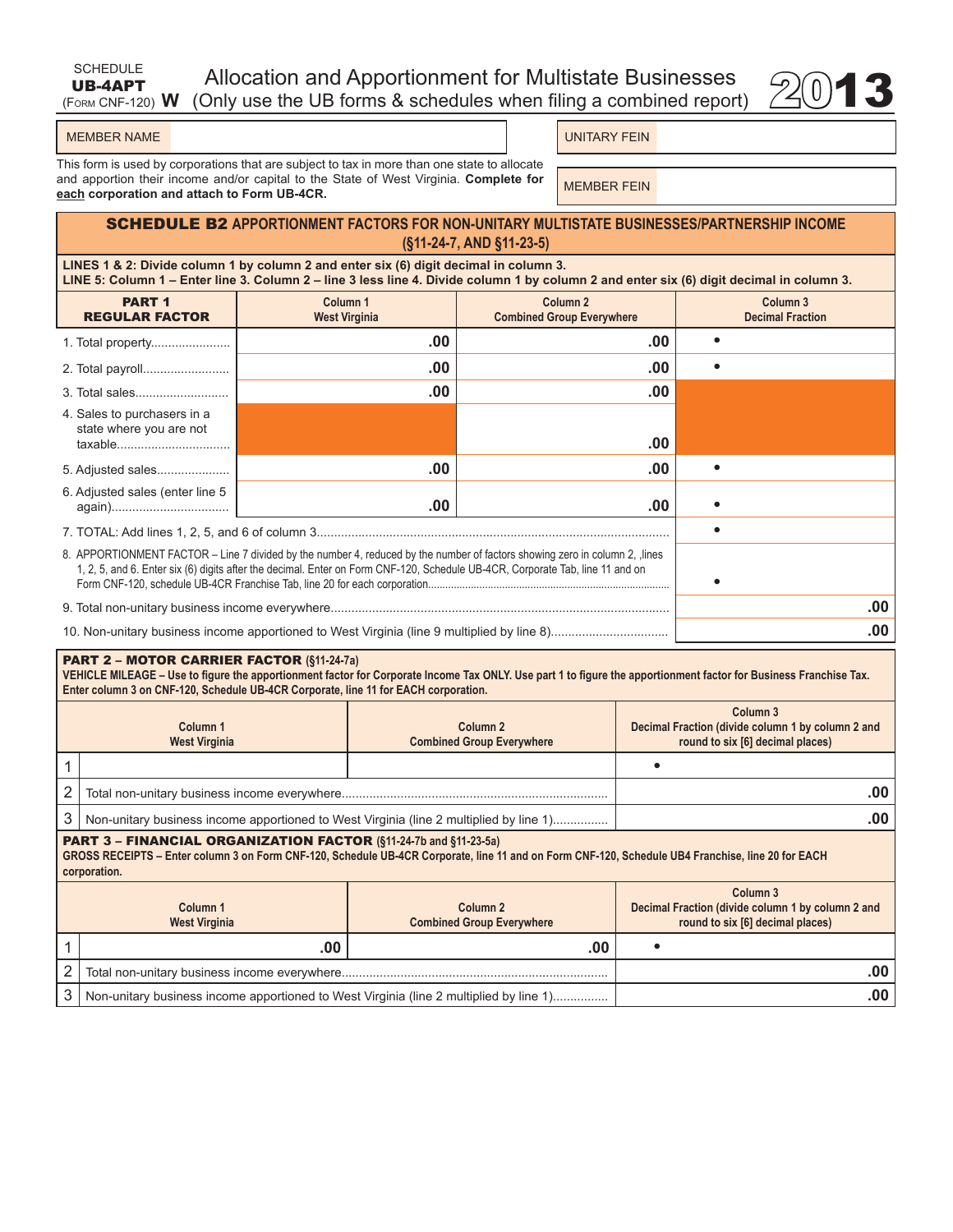SCHEDULE **UB-4APT** (FORM CNF-120) **W**

# Allocation and Apportionment for Multistate Businesses (Only use the UB forms & schedules when filing a combined report)

**2013**

| MEMBER NAME | | UNITARY FEIN | |
|---|---|---|---|
| | | MEMBER FEIN | |

This form is used by corporations that are subject to tax in more than one state to allocate and apportion their income and/or capital to the State of West Virginia. **Complete for each corporation and attach to Form UB-4CR.**

## SCHEDULE B2 APPORTIONMENT FACTORS FOR NON-UNITARY MULTISTATE BUSINESSES/PARTNERSHIP INCOME (§11-24-7, AND §11-23-5)

**LINES 1 & 2: Divide column 1 by column 2 and enter six (6) digit decimal in column 3.**
**LINE 5: Column 1 – Enter line 3. Column 2 – line 3 less line 4. Divide column 1 by column 2 and enter six (6) digit decimal in column 3.**

| PART 1 REGULAR FACTOR | Column 1 West Virginia | Column 2 Combined Group Everywhere | Column 3 Decimal Fraction |
|---|---|---|---|
| 1. Total property | .00 | .00 | • |
| 2. Total payroll | .00 | .00 | • |
| 3. Total sales | .00 | .00 | |
| 4. Sales to purchasers in a state where you are not taxable | | .00 | |
| 5. Adjusted sales | .00 | .00 | • |
| 6. Adjusted sales (enter line 5 again) | .00 | .00 | • |
| 7. TOTAL: Add lines 1, 2, 5, and 6 of column 3 | | | • |
| 8. APPORTIONMENT FACTOR – Line 7 divided by the number 4, reduced by the number of factors showing zero in column 2, ,lines 1, 2, 5, and 6. Enter six (6) digits after the decimal. Enter on Form CNF-120, Schedule UB-4CR, Corporate Tab, line 11 and on Form CNF-120, schedule UB-4CR Franchise Tab, line 20 for each corporation | | | • |
| 9. Total non-unitary business income everywhere | | | .00 |
| 10. Non-unitary business income apportioned to West Virginia (line 9 multiplied by line 8) | | | .00 |

### PART 2 – MOTOR CARRIER FACTOR (§11-24-7a)

**VEHICLE MILEAGE – Use to figure the apportionment factor for Corporate Income Tax ONLY. Use part 1 to figure the apportionment factor for Business Franchise Tax. Enter column 3 on CNF-120, Schedule UB-4CR Corporate, line 11 for EACH corporation.**

| | Column 1 West Virginia | Column 2 Combined Group Everywhere | Column 3 Decimal Fraction (divide column 1 by column 2 and round to six [6] decimal places) |
|---|---|---|---|
| 1 | | | • |
| 2 | Total non-unitary business income everywhere | | .00 |
| 3 | Non-unitary business income apportioned to West Virginia (line 2 multiplied by line 1) | | .00 |

### PART 3 – FINANCIAL ORGANIZATION FACTOR (§11-24-7b and §11-23-5a)

**GROSS RECEIPTS – Enter column 3 on Form CNF-120, Schedule UB-4CR Corporate, line 11 and on Form CNF-120, Schedule UB4 Franchise, line 20 for EACH corporation.**

| | Column 1 West Virginia | Column 2 Combined Group Everywhere | Column 3 Decimal Fraction (divide column 1 by column 2 and round to six [6] decimal places) |
|---|---|---|---|
| 1 | .00 | .00 | • |
| 2 | Total non-unitary business income everywhere | | .00 |
| 3 | Non-unitary business income apportioned to West Virginia (line 2 multiplied by line 1) | | .00 |